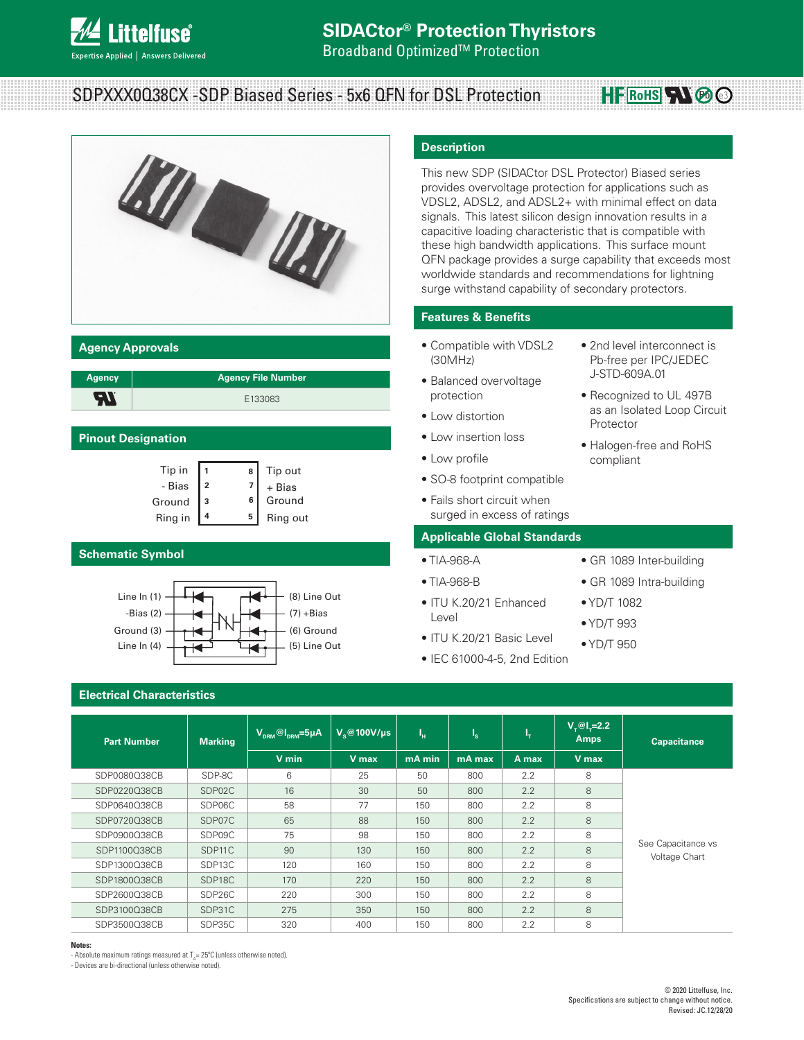# SIDACtor® Protection Thyristors

Broadband Optimized™ Protection

## SDPXXX0Q38CX -SDP Biased Series - 5x6 QFN for DSL Protection

## Description

This new SDP (SIDACtor DSL Protector) Biased series provides overvoltage protection for applications such as VDSL2, ADSL2, and ADSL2+ with minimal effect on data signals. This latest silicon design innovation results in a capacitive loading characteristic that is compatible with these high bandwidth applications. This surface mount QFN package provides a surge capability that exceeds most worldwide standards and recommendations for lightning surge withstand capability of secondary protectors.

## Agency Approvals

| Agency | Agency File Number |
|---|---|
| UL | E133083 |

## Pinout Designation

| Left | Pin | Pin | Right |
|---|---|---|---|
| Tip in | 1 | 8 | Tip out |
| - Bias | 2 | 7 | + Bias |
| Ground | 3 | 6 | Ground |
| Ring in | 4 | 5 | Ring out |

## Schematic Symbol

Line In (1), -Bias (2), Ground (3), Line In (4), (8) Line Out, (7) +Bias, (6) Ground, (5) Line Out

## Features & Benefits

- Compatible with VDSL2 (30MHz)
- Balanced overvoltage protection
- Low distortion
- Low insertion loss
- Low profile
- SO-8 footprint compatible
- Fails short circuit when surged in excess of ratings
- 2nd level interconnect is Pb-free per IPC/JEDEC J-STD-609A.01
- Recognized to UL 497B as an Isolated Loop Circuit Protector
- Halogen-free and RoHS compliant

## Applicable Global Standards

- TIA-968-A
- TIA-968-B
- ITU K.20/21 Enhanced Level
- ITU K.20/21 Basic Level
- IEC 61000-4-5, 2nd Edition
- GR 1089 Inter-building
- GR 1089 Intra-building
- YD/T 1082
- YD/T 993
- YD/T 950

## Electrical Characteristics

| Part Number | Marking | $V_{DRM}$ @ $I_{DRM}$=5μA | $V_S$ @100V/μs | $I_H$ | $I_S$ | $I_T$ | $V_T$ @ $I_T$=2.2 Amps | Capacitance |
|---|---|---|---|---|---|---|---|---|
| | | V min | V max | mA min | mA max | A max | V max | |
| SDP0080Q38CB | SDP-8C | 6 | 25 | 50 | 800 | 2.2 | 8 | See Capacitance vs Voltage Chart |
| SDP0220Q38CB | SDP02C | 16 | 30 | 50 | 800 | 2.2 | 8 | |
| SDP0640Q38CB | SDP06C | 58 | 77 | 150 | 800 | 2.2 | 8 | |
| SDP0720Q38CB | SDP07C | 65 | 88 | 150 | 800 | 2.2 | 8 | |
| SDP0900Q38CB | SDP09C | 75 | 98 | 150 | 800 | 2.2 | 8 | |
| SDP1100Q38CB | SDP11C | 90 | 130 | 150 | 800 | 2.2 | 8 | |
| SDP1300Q38CB | SDP13C | 120 | 160 | 150 | 800 | 2.2 | 8 | |
| SDP1800Q38CB | SDP18C | 170 | 220 | 150 | 800 | 2.2 | 8 | |
| SDP2600Q38CB | SDP26C | 220 | 300 | 150 | 800 | 2.2 | 8 | |
| SDP3100Q38CB | SDP31C | 275 | 350 | 150 | 800 | 2.2 | 8 | |
| SDP3500Q38CB | SDP35C | 320 | 400 | 150 | 800 | 2.2 | 8 | |

**Notes:**

- Absolute maximum ratings measured at $T_A$= 25°C (unless otherwise noted).
- Devices are bi-directional (unless otherwise noted).

© 2020 Littelfuse, Inc.
Specifications are subject to change without notice.
Revised: JC.12/28/20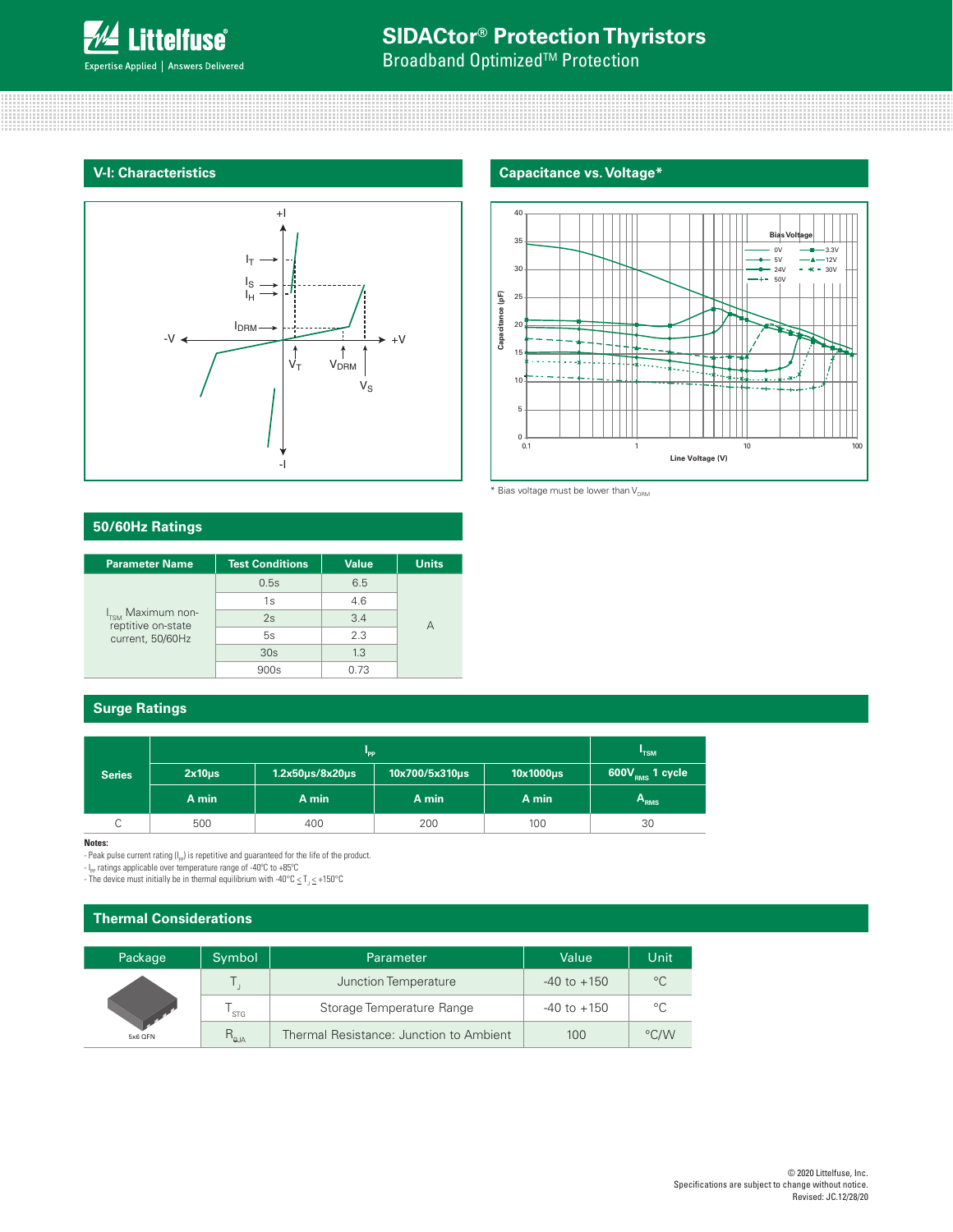## V-I: Characteristics

## Capacitance vs. Voltage*

* Bias voltage must be lower than $V_{DRM}$

## 50/60Hz Ratings

| Parameter Name | Test Conditions | Value | Units |
|---|---|---|---|
| $I_{TSM}$ Maximum non-reptitive on-state current, 50/60Hz | 0.5s | 6.5 | A |
| | 1s | 4.6 | |
| | 2s | 3.4 | |
| | 5s | 2.3 | |
| | 30s | 1.3 | |
| | 900s | 0.73 | |

## Surge Ratings

| Series | $I_{PP}$ | | | | $I_{TSM}$ |
|---|---|---|---|---|---|
| | 2x10µs | 1.2x50µs/8x20µs | 10x700/5x310µs | 10x1000µs | 600$V_{RMS}$ 1 cycle |
| | A min | A min | A min | A min | $A_{RMS}$ |
| C | 500 | 400 | 200 | 100 | 30 |

**Notes:**

- Peak pulse current rating ($I_{PP}$) is repetitive and guaranteed for the life of the product.
- $I_{PP}$ ratings applicable over temperature range of -40°C to +85°C
- The device must initially be in thermal equilibrium with -40°C ≤ $T_J$ ≤ +150°C

## Thermal Considerations

| Package | Symbol | Parameter | Value | Unit |
|---|---|---|---|---|
| 5x6 QFN | $T_J$ | Junction Temperature | -40 to +150 | °C |
| | $T_{STG}$ | Storage Temperature Range | -40 to +150 | °C |
| | $R_{\theta JA}$ | Thermal Resistance: Junction to Ambient | 100 | °C/W |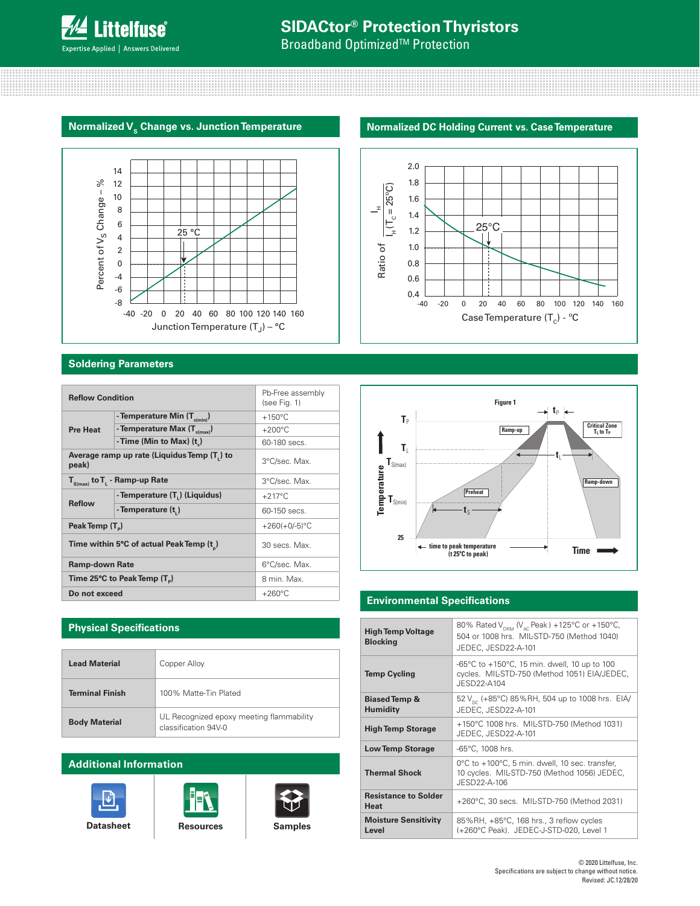## Normalized $V_S$ Change vs. Junction Temperature

Percent of $V_S$ Change – %

Junction Temperature ($T_J$) – °C

25 °C

## Normalized DC Holding Current vs. Case Temperature

Ratio of $\frac{I_H}{I_H (T_C = 25°C)}$

Case Temperature ($T_C$) - °C

25°C

## Soldering Parameters

| Reflow Condition | | Pb-Free assembly (see Fig. 1) |
|---|---|---|
| Pre Heat | - Temperature Min ($T_{s(min)}$) | +150°C |
| | - Temperature Max ($T_{s(max)}$) | +200°C |
| | - Time (Min to Max) ($t_s$) | 60-180 secs. |
| Average ramp up rate (Liquidus Temp ($T_L$) to peak) | | 3°C/sec. Max. |
| $T_{S(max)}$ to $T_L$ - Ramp-up Rate | | 3°C/sec. Max. |
| Reflow | - Temperature ($T_L$) (Liquidus) | +217°C |
| | - Temperature ($t_L$) | 60-150 secs. |
| Peak Temp ($T_P$) | | +260(+0/-5)°C |
| Time within 5°C of actual Peak Temp ($t_p$) | | 30 secs. Max. |
| Ramp-down Rate | | 6°C/sec. Max. |
| Time 25°C to Peak Temp ($T_P$) | | 8 min. Max. |
| Do not exceed | | +260°C |

Figure 1

## Physical Specifications

| | |
|---|---|
| **Lead Material** | Copper Alloy |
| **Terminal Finish** | 100% Matte-Tin Plated |
| **Body Material** | UL Recognized epoxy meeting flammability classification 94V-0 |

## Additional Information

Datasheet | Resources | Samples

## Environmental Specifications

| | |
|---|---|
| **High Temp Voltage Blocking** | 80% Rated $V_{DRM}$ ($V_{AC}$ Peak) +125°C or +150°C, 504 or 1008 hrs. MIL-STD-750 (Method 1040) JEDEC, JESD22-A-101 |
| **Temp Cycling** | -65°C to +150°C, 15 min. dwell, 10 up to 100 cycles. MIL-STD-750 (Method 1051) EIA/JEDEC, JESD22-A104 |
| **Biased Temp & Humidity** | 52 $V_{DC}$ (+85°C) 85%RH, 504 up to 1008 hrs. EIA/ JEDEC, JESD22-A-101 |
| **High Temp Storage** | +150°C 1008 hrs. MIL-STD-750 (Method 1031) JEDEC, JESD22-A-101 |
| **Low Temp Storage** | -65°C, 1008 hrs. |
| **Thermal Shock** | 0°C to +100°C, 5 min. dwell, 10 sec. transfer, 10 cycles. MIL-STD-750 (Method 1056) JEDEC, JESD22-A-106 |
| **Resistance to Solder Heat** | +260°C, 30 secs. MIL-STD-750 (Method 2031) |
| **Moisture Sensitivity Level** | 85%RH, +85°C, 168 hrs., 3 reflow cycles (+260°C Peak). JEDEC-J-STD-020, Level 1 |

© 2020 Littelfuse, Inc.
Specifications are subject to change without notice.
Revised: JC.12/28/20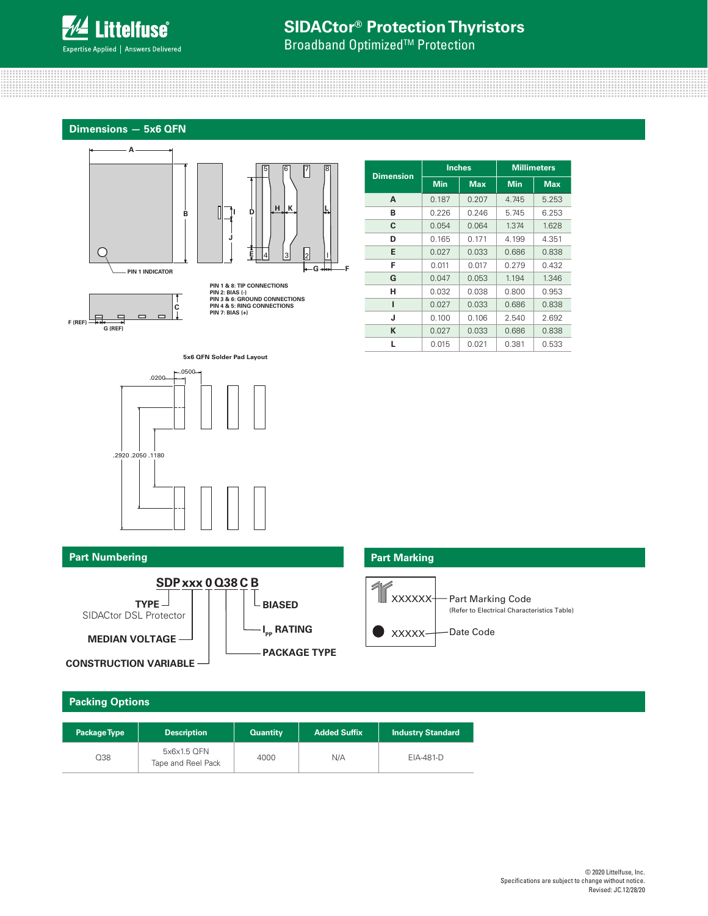## Dimensions — 5x6 QFN

PIN 1 INDICATOR

PIN 1 & 8: TIP CONNECTIONS
PIN 2: BIAS (-)
PIN 3 & 6: GROUND CONNECTIONS
PIN 4 & 5: RING CONNECTIONS
PIN 7: BIAS (+)

| Dimension | Inches | | Millimeters | |
|---|---|---|---|---|
| | Min | Max | Min | Max |
| A | 0.187 | 0.207 | 4.745 | 5.253 |
| B | 0.226 | 0.246 | 5.745 | 6.253 |
| C | 0.054 | 0.064 | 1.374 | 1.628 |
| D | 0.165 | 0.171 | 4.199 | 4.351 |
| E | 0.027 | 0.033 | 0.686 | 0.838 |
| F | 0.011 | 0.017 | 0.279 | 0.432 |
| G | 0.047 | 0.053 | 1.194 | 1.346 |
| H | 0.032 | 0.038 | 0.800 | 0.953 |
| I | 0.027 | 0.033 | 0.686 | 0.838 |
| J | 0.100 | 0.106 | 2.540 | 2.692 |
| K | 0.027 | 0.033 | 0.686 | 0.838 |
| L | 0.015 | 0.021 | 0.381 | 0.533 |

5x6 QFN Solder Pad Layout

.0200 .0500 .2920 .2050 .1180

## Part Numbering

**SDP xxx 0 Q38 C B**

- **TYPE** — SIDACtor DSL Protector
- **MEDIAN VOLTAGE**
- **CONSTRUCTION VARIABLE**
- **BIASED**
- **$I_{PP}$ RATING**
- **PACKAGE TYPE**

## Part Marking

XXXXXX — Part Marking Code (Refer to Electrical Characteristics Table)

XXXXX — Date Code

## Packing Options

| Package Type | Description | Quantity | Added Suffix | Industry Standard |
|---|---|---|---|---|
| Q38 | 5x6x1.5 QFN Tape and Reel Pack | 4000 | N/A | EIA-481-D |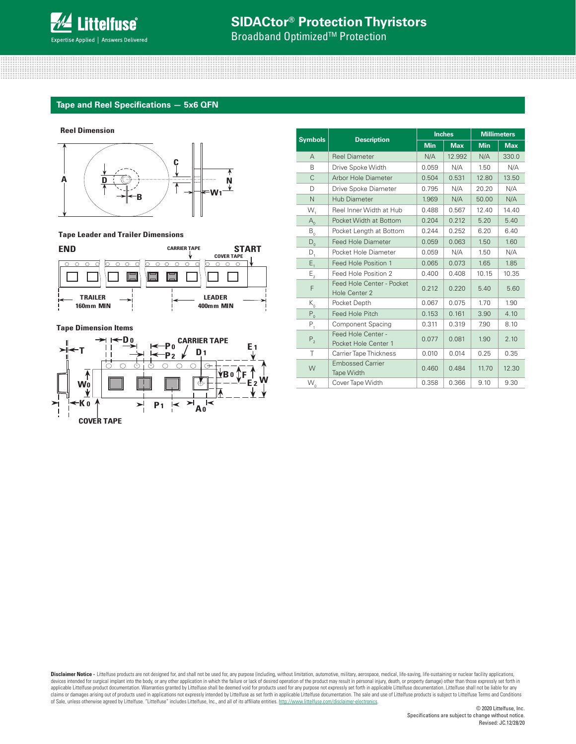## Tape and Reel Specifications — 5x6 QFN

**Reel Dimension**

**Tape Leader and Trailer Dimensions**

END
CARRIER TAPE
START
COVER TAPE
TRAILER
160mm MIN
LEADER
400mm MIN

**Tape Dimension Items**

| Symbols | Description | Inches | | Millimeters | |
|---|---|---|---|---|---|
| | | Min | Max | Min | Max |
| A | Reel Diameter | N/A | 12.992 | N/A | 330.0 |
| B | Drive Spoke Width | 0.059 | N/A | 1.50 | N/A |
| C | Arbor Hole Diameter | 0.504 | 0.531 | 12.80 | 13.50 |
| D | Drive Spoke Diameter | 0.795 | N/A | 20.20 | N/A |
| N | Hub Diameter | 1.969 | N/A | 50.00 | N/A |
| $W_1$ | Reel Inner Width at Hub | 0.488 | 0.567 | 12.40 | 14.40 |
| $A_0$ | Pocket Width at Bottom | 0.204 | 0.212 | 5.20 | 5.40 |
| $B_0$ | Pocket Length at Bottom | 0.244 | 0.252 | 6.20 | 6.40 |
| $D_0$ | Feed Hole Diameter | 0.059 | 0.063 | 1.50 | 1.60 |
| $D_1$ | Pocket Hole Diameter | 0.059 | N/A | 1.50 | N/A |
| $E_1$ | Feed Hole Position 1 | 0.065 | 0.073 | 1.65 | 1.85 |
| $E_2$ | Feed Hole Position 2 | 0.400 | 0.408 | 10.15 | 10.35 |
| F | Feed Hole Center - Pocket Hole Center 2 | 0.212 | 0.220 | 5.40 | 5.60 |
| $K_0$ | Pocket Depth | 0.067 | 0.075 | 1.70 | 1.90 |
| $P_0$ | Feed Hole Pitch | 0.153 | 0.161 | 3.90 | 4.10 |
| $P_1$ | Component Spacing | 0.311 | 0.319 | 7.90 | 8.10 |
| $P_2$ | Feed Hole Center - Pocket Hole Center 1 | 0.077 | 0.081 | 1.90 | 2.10 |
| T | Carrier Tape Thickness | 0.010 | 0.014 | 0.25 | 0.35 |
| W | Embossed Carrier Tape Width | 0.460 | 0.484 | 11.70 | 12.30 |
| $W_0$ | Cover Tape Width | 0.358 | 0.366 | 9.10 | 9.30 |

**Disclaimer Notice -** Littelfuse products are not designed for, and shall not be used for, any purpose (including, without limitation, automotive, military, aerospace, medical, life-saving, life-sustaining or nuclear facility applications, devices intended for surgical implant into the body, or any other application in which the failure or lack of desired operation of the product may result in personal injury, death, or property damage) other than those expressly set forth in applicable Littelfuse product documentation. Warranties granted by Littelfuse shall be deemed void for products used for any purpose not expressly set forth in applicable Littelfuse documentation. Littelfuse shall not be liable for any claims or damages arising out of products used in applications not expressly intended by Littelfuse as set forth in applicable Littelfuse documentation. The sale and use of Littelfuse products is subject to Littelfuse Terms and Conditions of Sale, unless otherwise agreed by Littelfuse. "Littelfuse" includes Littelfuse, Inc., and all of its affiliate entities. http://www.littelfuse.com/disclaimer-electronics.

© 2020 Littelfuse, Inc.
Specifications are subject to change without notice.
Revised: JC.12/28/20